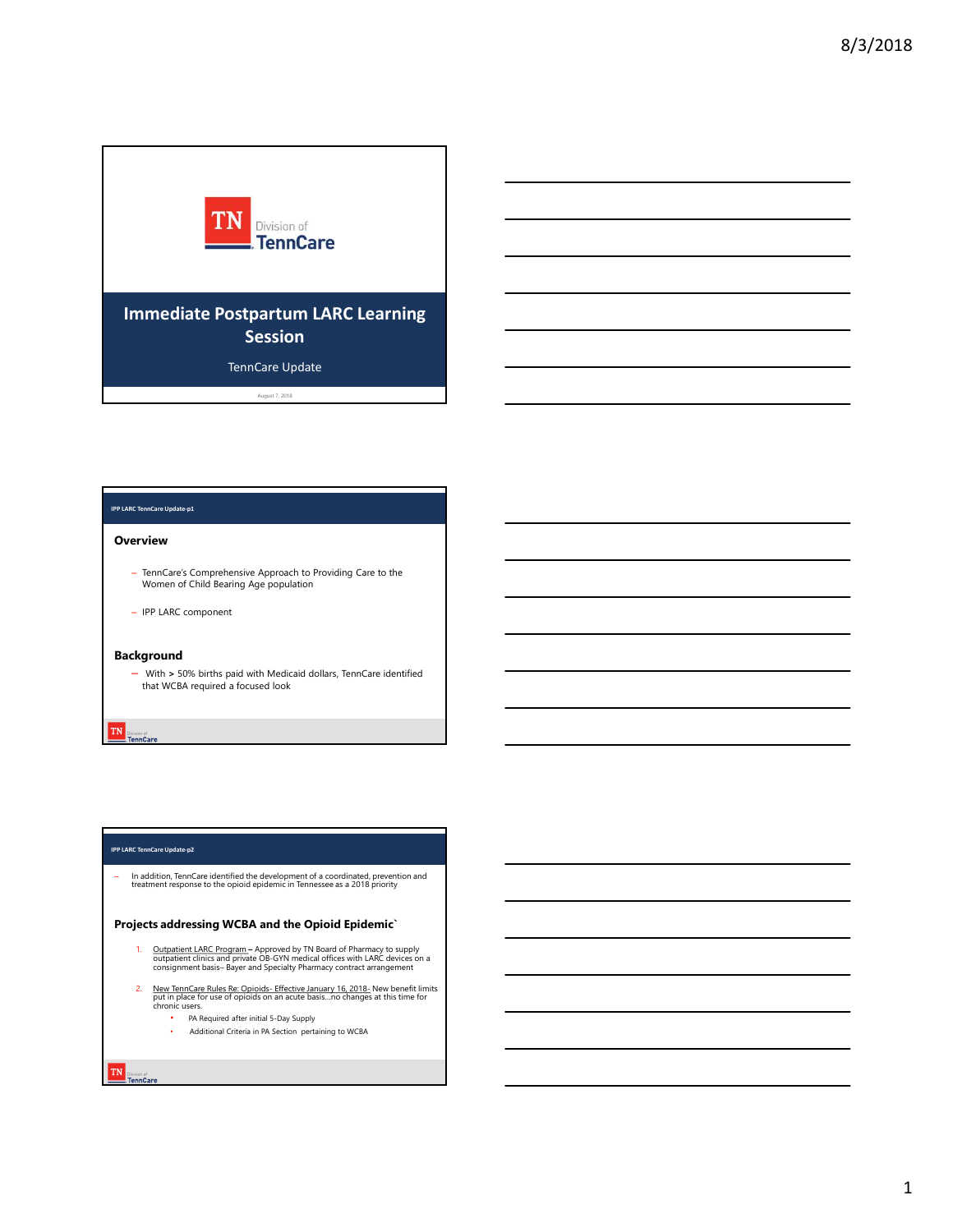TN Division of TennCare

# Immediate Postpartum LARC Learning Session

TennCare Update

August 7, 2018

---

IPP LARC TennCare Update-p1

## Overview

- TennCare's Comprehensive Approach to Providing Care to the Women of Child Bearing Age population
- IPP LARC component

## Background

- With > 50% births paid with Medicaid dollars, TennCare identified that WCBA required a focused look

---

IPP LARC TennCare Update-p2

- In addition, TennCare identified the development of a coordinated, prevention and treatment response to the opioid epidemic in Tennessee as a 2018 priority

## Projects addressing WCBA and the Opioid Epidemic`

1. Outpatient LARC Program – Approved by TN Board of Pharmacy to supply outpatient clinics and private OB-GYN medical offices with LARC devices on a consignment basis– Bayer and Specialty Pharmacy contract arrangement
2. New TennCare Rules Re: Opioids- Effective January 16, 2018- New benefit limits put in place for use of opioids on an acute basis…no changes at this time for chronic users.
   - PA Required after initial 5-Day Supply
   - Additional Criteria in PA Section pertaining to WCBA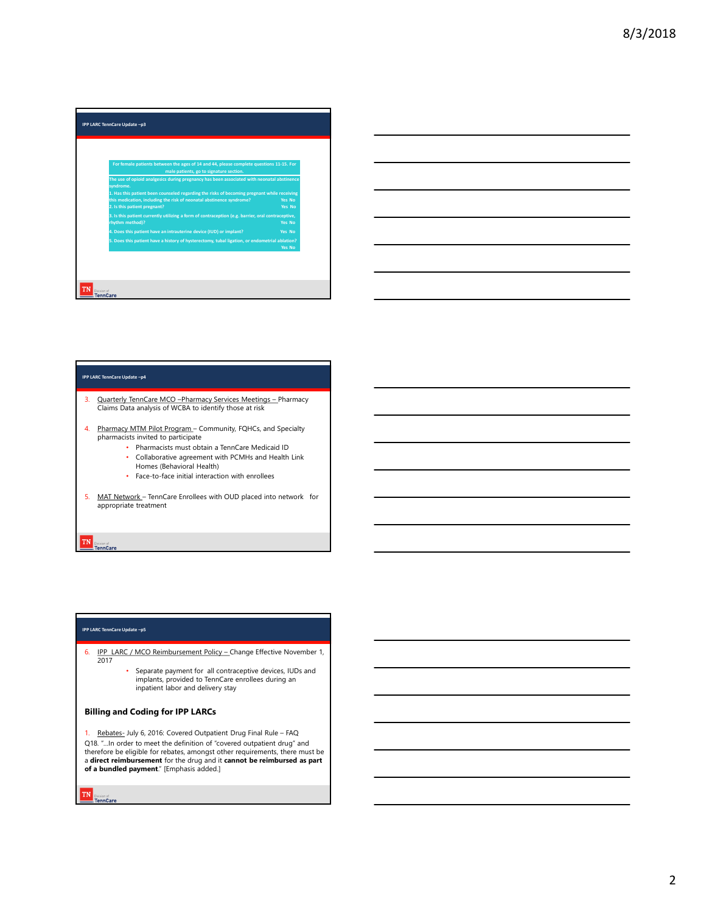## IPP LARC TennCare Update –p3

**For female patients between the ages of 14 and 44, please complete questions 11-15. For male patients, go to signature section.**

The use of opioid analgesics during pregnancy has been associated with neonatal abstinence syndrome.

1. Has this patient been counseled regarding the risks of becoming pregnant while receiving this medication, including the risk of neonatal abstinence syndrome? Yes No
2. Is this patient pregnant? Yes No
3. Is this patient currently utilizing a form of contraception (e.g. barrier, oral contraceptive, rhythm method)? Yes No
4. Does this patient have an intrauterine device (IUD) or implant? Yes No
5. Does this patient have a history of hysterectomy, tubal ligation, or endometrial ablation? Yes No

## IPP LARC TennCare Update –p4

3. Quarterly TennCare MCO –Pharmacy Services Meetings – Pharmacy Claims Data analysis of WCBA to identify those at risk
4. Pharmacy MTM Pilot Program – Community, FQHCs, and Specialty pharmacists invited to participate
   - Pharmacists must obtain a TennCare Medicaid ID
   - Collaborative agreement with PCMHs and Health Link Homes (Behavioral Health)
   - Face-to-face initial interaction with enrollees
5. MAT Network – TennCare Enrollees with OUD placed into network for appropriate treatment

## IPP LARC TennCare Update –p5

6. IPP LARC / MCO Reimbursement Policy – Change Effective November 1, 2017
   - Separate payment for all contraceptive devices, IUDs and implants, provided to TennCare enrollees during an inpatient labor and delivery stay

### Billing and Coding for IPP LARCs

1. Rebates- July 6, 2016: Covered Outpatient Drug Final Rule – FAQ

Q18. "...In order to meet the definition of "covered outpatient drug" and therefore be eligible for rebates, amongst other requirements, there must be a **direct reimbursement** for the drug and it **cannot be reimbursed as part of a bundled payment**." [Emphasis added.]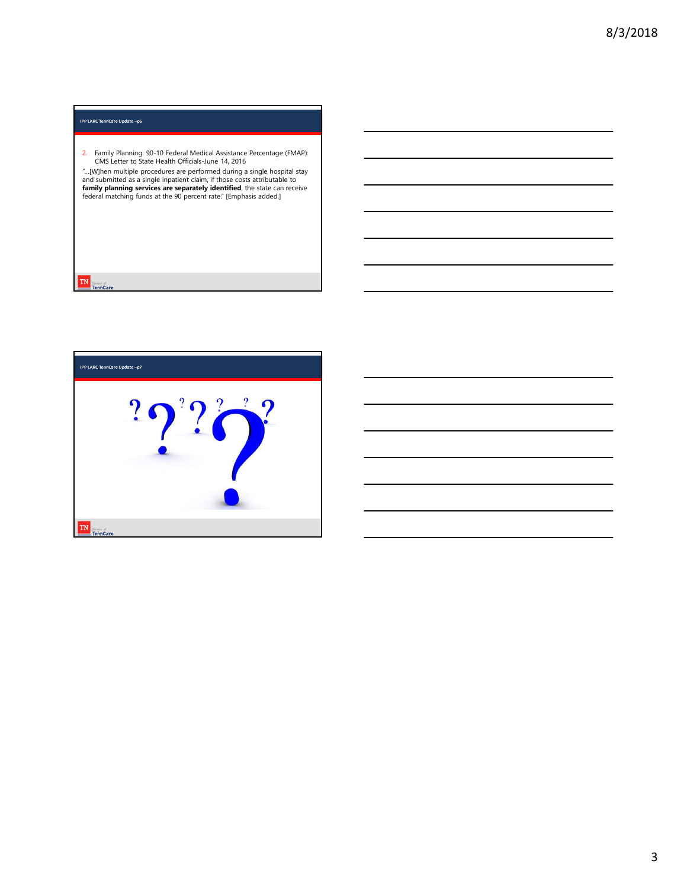IPP LARC TennCare Update –p6

2. Family Planning: 90-10 Federal Medical Assistance Percentage (FMAP): CMS Letter to State Health Officials-June 14, 2016

"…[W]hen multiple procedures are performed during a single hospital stay and submitted as a single inpatient claim, if those costs attributable to **family planning services are separately identified**, the state can receive federal matching funds at the 90 percent rate." [Emphasis added.]

IPP LARC TennCare Update –p7